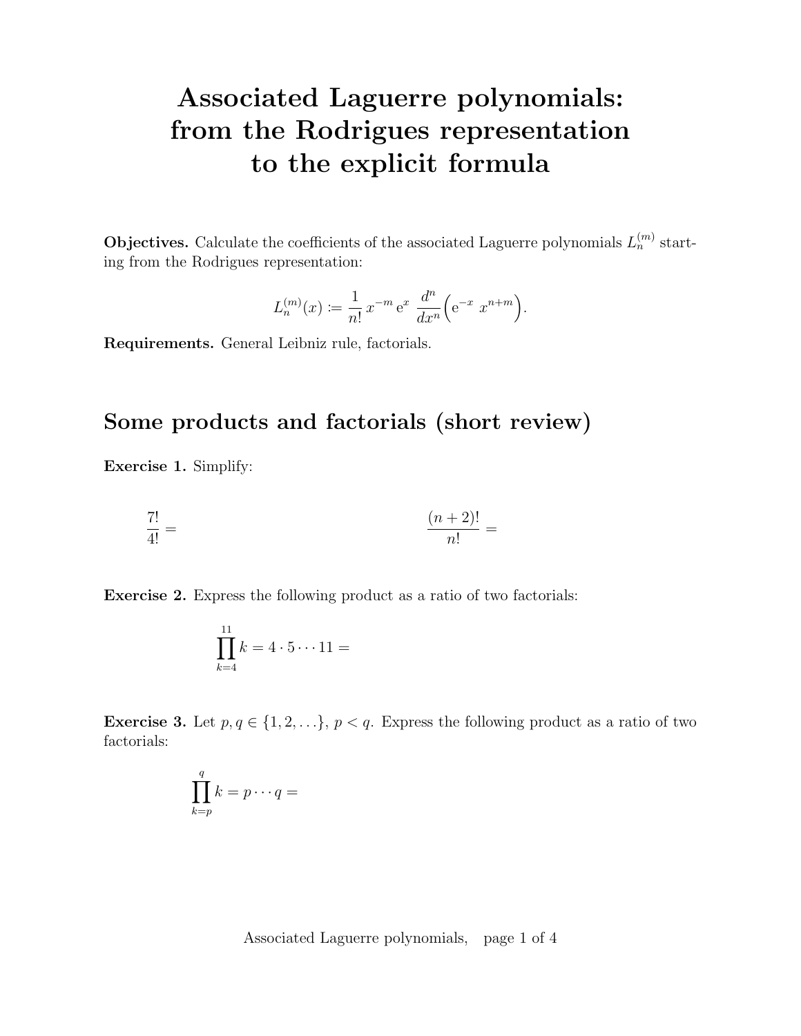# Associated Laguerre polynomials: from the Rodrigues representation to the explicit formula

**Objectives.** Calculate the coefficients of the associated Laguerre polynomials $L_n^{(m)}$ starting from the Rodrigues representation:

$$L_n^{(m)}(x) \coloneqq \frac{1}{n!}\, x^{-m}\, \mathrm{e}^{x}\, \frac{d^n}{dx^n}\Big(\mathrm{e}^{-x}\, x^{n+m}\Big).$$

**Requirements.** General Leibniz rule, factorials.

## Some products and factorials (short review)

**Exercise 1.** Simplify:

$$\frac{7!}{4!} = \qquad\qquad\qquad \frac{(n+2)!}{n!} =$$

**Exercise 2.** Express the following product as a ratio of two factorials:

$$\prod_{k=4}^{11} k = 4 \cdot 5 \cdots 11 =$$

**Exercise 3.** Let $p, q \in \{1, 2, \ldots\}$, $p < q$. Express the following product as a ratio of two factorials:

$$\prod_{k=p}^{q} k = p \cdots q =$$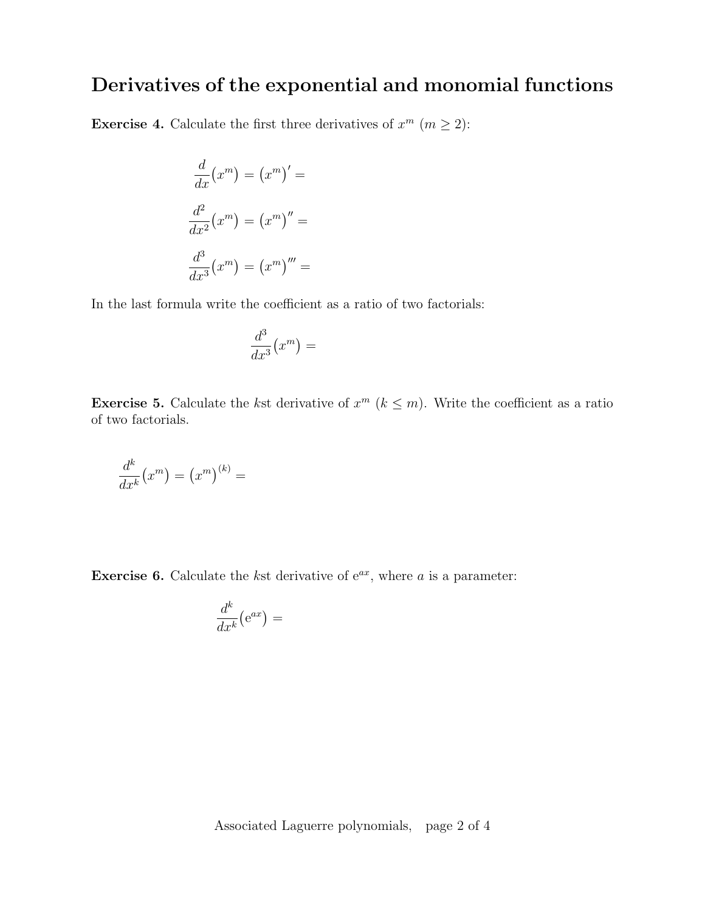## Derivatives of the exponential and monomial functions

**Exercise 4.** Calculate the first three derivatives of $x^m$ $(m \geq 2)$:

$$\frac{d}{dx}\big(x^m\big) = \big(x^m\big)' =$$

$$\frac{d^2}{dx^2}\big(x^m\big) = \big(x^m\big)'' =$$

$$\frac{d^3}{dx^3}\big(x^m\big) = \big(x^m\big)''' =$$

In the last formula write the coefficient as a ratio of two factorials:

$$\frac{d^3}{dx^3}\big(x^m\big) =$$

**Exercise 5.** Calculate the $k$st derivative of $x^m$ $(k \leq m)$. Write the coefficient as a ratio of two factorials.

$$\frac{d^k}{dx^k}\big(x^m\big) = \big(x^m\big)^{(k)} =$$

**Exercise 6.** Calculate the $k$st derivative of $\mathrm{e}^{ax}$, where $a$ is a parameter:

$$\frac{d^k}{dx^k}\big(\mathrm{e}^{ax}\big) =$$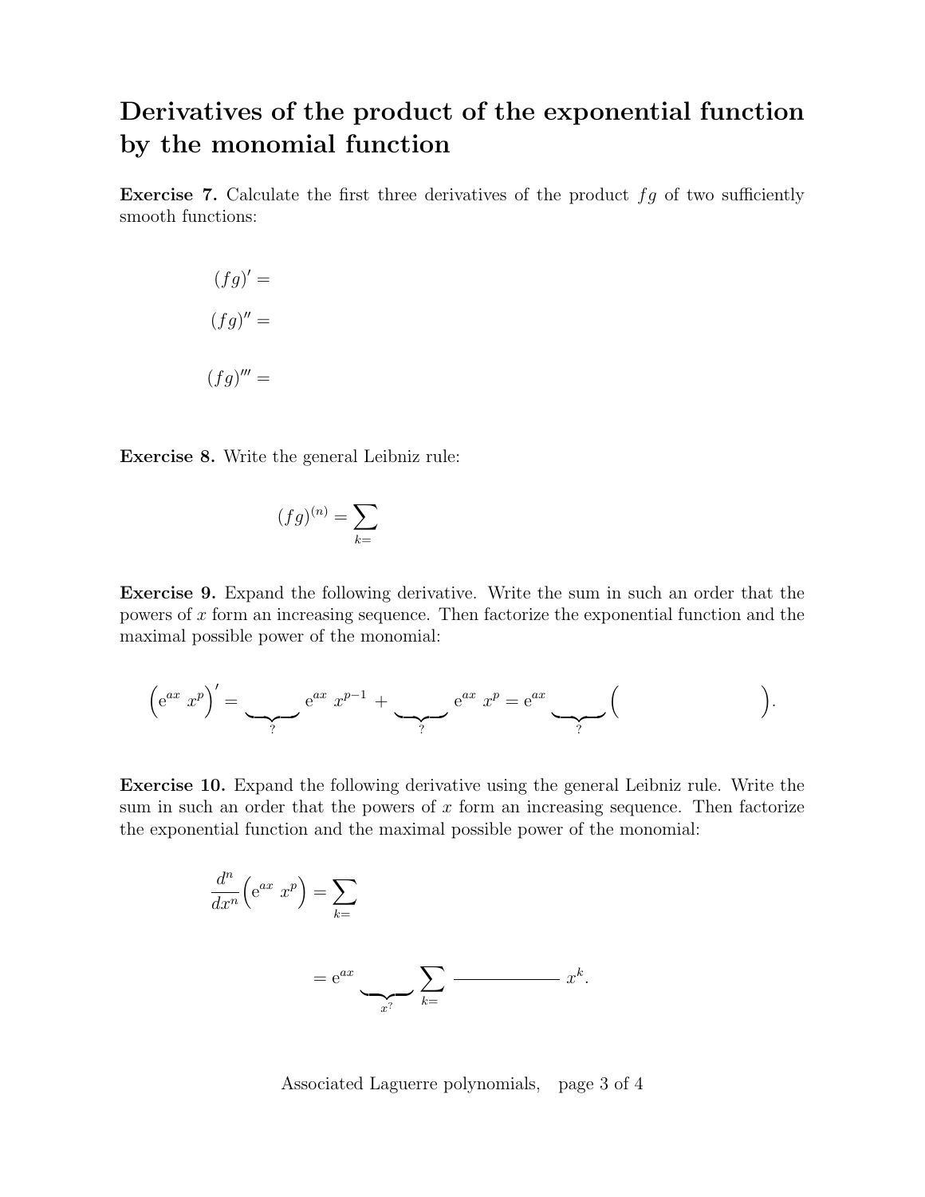# Derivatives of the product of the exponential function by the monomial function

**Exercise 7.** Calculate the first three derivatives of the product $fg$ of two sufficiently smooth functions:

$$(fg)' =$$

$$(fg)'' =$$

$$(fg)''' =$$

**Exercise 8.** Write the general Leibniz rule:

$$(fg)^{(n)} = \sum_{k=}$$

**Exercise 9.** Expand the following derivative. Write the sum in such an order that the powers of $x$ form an increasing sequence. Then factorize the exponential function and the maximal possible power of the monomial:

$$\left(\mathrm{e}^{ax}\ x^p\right)' = \underbrace{\qquad}_{?}\ \mathrm{e}^{ax}\ x^{p-1} + \underbrace{\qquad}_{?}\ \mathrm{e}^{ax}\ x^p = \mathrm{e}^{ax}\ \underbrace{\qquad}_{?}\Big( \qquad\qquad\qquad\qquad \Big).$$

**Exercise 10.** Expand the following derivative using the general Leibniz rule. Write the sum in such an order that the powers of $x$ form an increasing sequence. Then factorize the exponential function and the maximal possible power of the monomial:

$$\frac{d^n}{dx^n}\left(\mathrm{e}^{ax}\ x^p\right) = \sum_{k=}$$

$$= \mathrm{e}^{ax}\ \underbrace{\qquad}_{x^?}\ \sum_{k=}\ \frac{\qquad\qquad}{}\ x^k.$$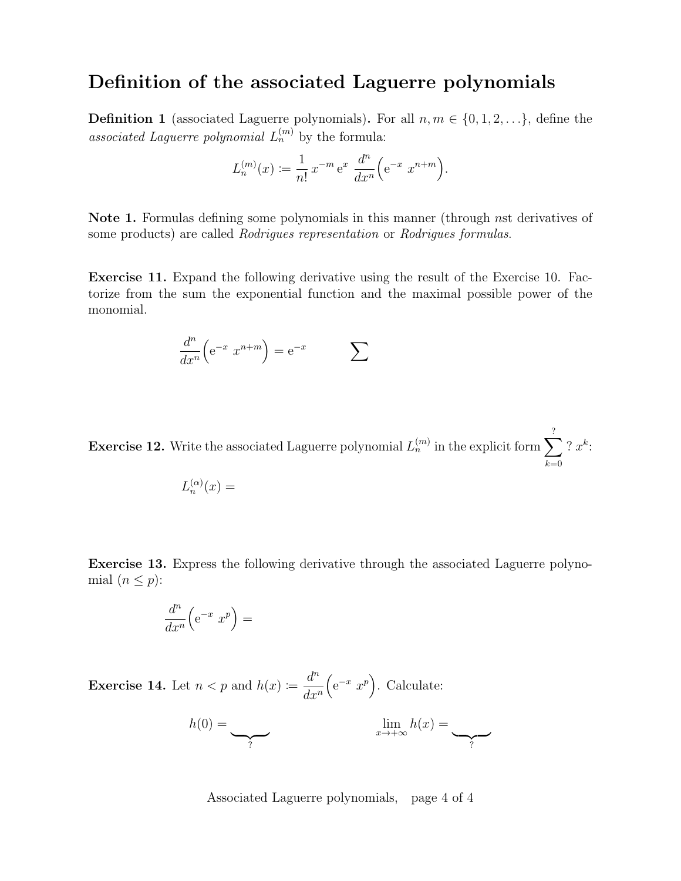# Definition of the associated Laguerre polynomials

**Definition 1** (associated Laguerre polynomials)**.** For all $n, m \in \{0, 1, 2, \ldots\}$, define the *associated Laguerre polynomial* $L_n^{(m)}$ by the formula:

$$L_n^{(m)}(x) \coloneqq \frac{1}{n!}\, x^{-m}\, \mathrm{e}^{x}\, \frac{d^n}{dx^n}\Big(\mathrm{e}^{-x}\, x^{n+m}\Big).$$

**Note 1.** Formulas defining some polynomials in this manner (through $n$st derivatives of some products) are called *Rodrigues representation* or *Rodrigues formulas.*

**Exercise 11.** Expand the following derivative using the result of the Exercise 10. Factorize from the sum the exponential function and the maximal possible power of the monomial.

$$\frac{d^n}{dx^n}\Big(\mathrm{e}^{-x}\, x^{n+m}\Big) = \mathrm{e}^{-x} \qquad\qquad \sum$$

**Exercise 12.** Write the associated Laguerre polynomial $L_n^{(m)}$ in the explicit form $\displaystyle\sum_{k=0}^{?} ?\, x^k$:

$$L_n^{(\alpha)}(x) =$$

**Exercise 13.** Express the following derivative through the associated Laguerre polynomial ($n \le p$):

$$\frac{d^n}{dx^n}\Big(\mathrm{e}^{-x}\, x^{p}\Big) =$$

**Exercise 14.** Let $n < p$ and $h(x) \coloneqq \dfrac{d^n}{dx^n}\Big(\mathrm{e}^{-x}\, x^{p}\Big)$. Calculate:

$$h(0) = \underbrace{\qquad}_{?} \qquad\qquad \lim_{x \to +\infty} h(x) = \underbrace{\qquad}_{?}$$